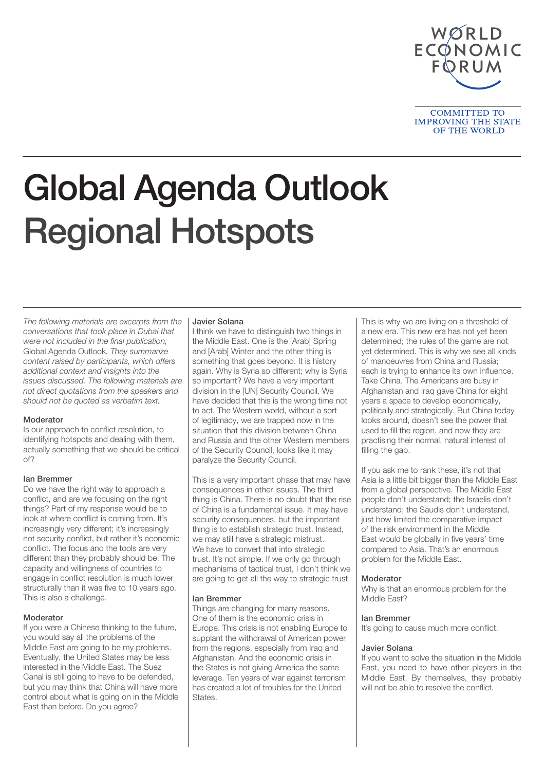# Global Agenda Outlook Regional Hotspots

*The following materials are excerpts from the conversations that took place in Dubai that were not included in the final publication,* Global Agenda Outlook*. They summarize content raised by participants, which offers additional context and insights into the issues discussed. The following materials are not direct quotations from the speakers and should not be quoted as verbatim text.*

**Moderator**
Is our approach to conflict resolution, to identifying hotspots and dealing with them, actually something that we should be critical of?

**Ian Bremmer**
Do we have the right way to approach a conflict, and are we focusing on the right things? Part of my response would be to look at where conflict is coming from. It's increasingly very different; it's increasingly not security conflict, but rather it's economic conflict. The focus and the tools are very different than they probably should be. The capacity and willingness of countries to engage in conflict resolution is much lower structurally than it was five to 10 years ago. This is also a challenge.

**Moderator**
If you were a Chinese thinking to the future, you would say all the problems of the Middle East are going to be my problems. Eventually, the United States may be less interested in the Middle East. The Suez Canal is still going to have to be defended, but you may think that China will have more control about what is going on in the Middle East than before. Do you agree?

**Javier Solana**
I think we have to distinguish two things in the Middle East. One is the [Arab] Spring and [Arab] Winter and the other thing is something that goes beyond. It is history again. Why is Syria so different; why is Syria so important? We have a very important division in the [UN] Security Council. We have decided that this is the wrong time not to act. The Western world, without a sort of legitimacy, we are trapped now in the situation that this division between China and Russia and the other Western members of the Security Council, looks like it may paralyze the Security Council.

This is a very important phase that may have consequences in other issues. The third thing is China. There is no doubt that the rise of China is a fundamental issue. It may have security consequences, but the important thing is to establish strategic trust. Instead, we may still have a strategic mistrust. We have to convert that into strategic trust. It's not simple. If we only go through mechanisms of tactical trust, I don't think we are going to get all the way to strategic trust.

**Ian Bremmer**
Things are changing for many reasons. One of them is the economic crisis in Europe. This crisis is not enabling Europe to supplant the withdrawal of American power from the regions, especially from Iraq and Afghanistan. And the economic crisis in the States is not giving America the same leverage. Ten years of war against terrorism has created a lot of troubles for the United States.

This is why we are living on a threshold of a new era. This new era has not yet been determined; the rules of the game are not yet determined. This is why we see all kinds of manoeuvres from China and Russia; each is trying to enhance its own influence. Take China. The Americans are busy in Afghanistan and Iraq gave China for eight years a space to develop economically, politically and strategically. But China today looks around, doesn't see the power that used to fill the region, and now they are practising their normal, natural interest of filling the gap.

If you ask me to rank these, it's not that Asia is a little bit bigger than the Middle East from a global perspective. The Middle East people don't understand; the Israelis don't understand; the Saudis don't understand, just how limited the comparative impact of the risk environment in the Middle East would be globally in five years' time compared to Asia. That's an enormous problem for the Middle East.

**Moderator**
Why is that an enormous problem for the Middle East?

**Ian Bremmer**
It's going to cause much more conflict.

**Javier Solana**
If you want to solve the situation in the Middle East, you need to have other players in the Middle East. By themselves, they probably will not be able to resolve the conflict.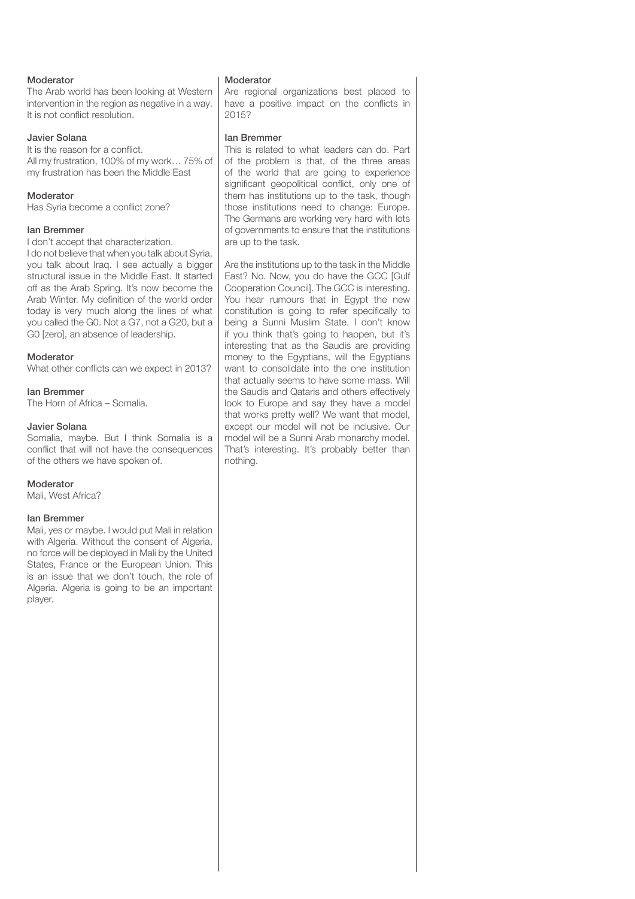**Moderator**
The Arab world has been looking at Western intervention in the region as negative in a way. It is not conflict resolution.

**Javier Solana**
It is the reason for a conflict.
All my frustration, 100% of my work… 75% of my frustration has been the Middle East

**Moderator**
Has Syria become a conflict zone?

**Ian Bremmer**
I don't accept that characterization.
I do not believe that when you talk about Syria, you talk about Iraq. I see actually a bigger structural issue in the Middle East. It started off as the Arab Spring. It's now become the Arab Winter. My definition of the world order today is very much along the lines of what you called the G0. Not a G7, not a G20, but a G0 [zero], an absence of leadership.

**Moderator**
What other conflicts can we expect in 2013?

**Ian Bremmer**
The Horn of Africa – Somalia.

**Javier Solana**
Somalia, maybe. But I think Somalia is a conflict that will not have the consequences of the others we have spoken of.

**Moderator**
Mali, West Africa?

**Ian Bremmer**
Mali, yes or maybe. I would put Mali in relation with Algeria. Without the consent of Algeria, no force will be deployed in Mali by the United States, France or the European Union. This is an issue that we don't touch, the role of Algeria. Algeria is going to be an important player.

**Moderator**
Are regional organizations best placed to have a positive impact on the conflicts in 2015?

**Ian Bremmer**
This is related to what leaders can do. Part of the problem is that, of the three areas of the world that are going to experience significant geopolitical conflict, only one of them has institutions up to the task, though those institutions need to change: Europe. The Germans are working very hard with lots of governments to ensure that the institutions are up to the task.

Are the institutions up to the task in the Middle East? No. Now, you do have the GCC [Gulf Cooperation Council]. The GCC is interesting. You hear rumours that in Egypt the new constitution is going to refer specifically to being a Sunni Muslim State. I don't know if you think that's going to happen, but it's interesting that as the Saudis are providing money to the Egyptians, will the Egyptians want to consolidate into the one institution that actually seems to have some mass. Will the Saudis and Qataris and others effectively look to Europe and say they have a model that works pretty well? We want that model, except our model will not be inclusive. Our model will be a Sunni Arab monarchy model. That's interesting. It's probably better than nothing.